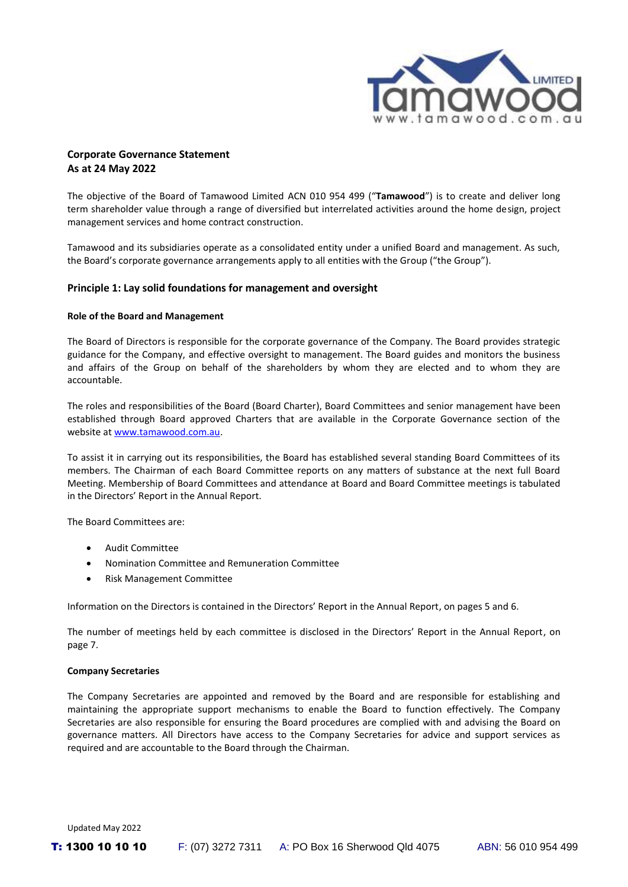**Corporate Governance Statement**
**As at 24 May 2022**

The objective of the Board of Tamawood Limited ACN 010 954 499 ("**Tamawood**") is to create and deliver long term shareholder value through a range of diversified but interrelated activities around the home design, project management services and home contract construction.

Tamawood and its subsidiaries operate as a consolidated entity under a unified Board and management. As such, the Board's corporate governance arrangements apply to all entities with the Group ("the Group").

## Principle 1: Lay solid foundations for management and oversight

### Role of the Board and Management

The Board of Directors is responsible for the corporate governance of the Company. The Board provides strategic guidance for the Company, and effective oversight to management. The Board guides and monitors the business and affairs of the Group on behalf of the shareholders by whom they are elected and to whom they are accountable.

The roles and responsibilities of the Board (Board Charter), Board Committees and senior management have been established through Board approved Charters that are available in the Corporate Governance section of the website at www.tamawood.com.au.

To assist it in carrying out its responsibilities, the Board has established several standing Board Committees of its members. The Chairman of each Board Committee reports on any matters of substance at the next full Board Meeting. Membership of Board Committees and attendance at Board and Board Committee meetings is tabulated in the Directors' Report in the Annual Report.

The Board Committees are:

- Audit Committee
- Nomination Committee and Remuneration Committee
- Risk Management Committee

Information on the Directors is contained in the Directors' Report in the Annual Report, on pages 5 and 6.

The number of meetings held by each committee is disclosed in the Directors' Report in the Annual Report, on page 7.

### Company Secretaries

The Company Secretaries are appointed and removed by the Board and are responsible for establishing and maintaining the appropriate support mechanisms to enable the Board to function effectively. The Company Secretaries are also responsible for ensuring the Board procedures are complied with and advising the Board on governance matters. All Directors have access to the Company Secretaries for advice and support services as required and are accountable to the Board through the Chairman.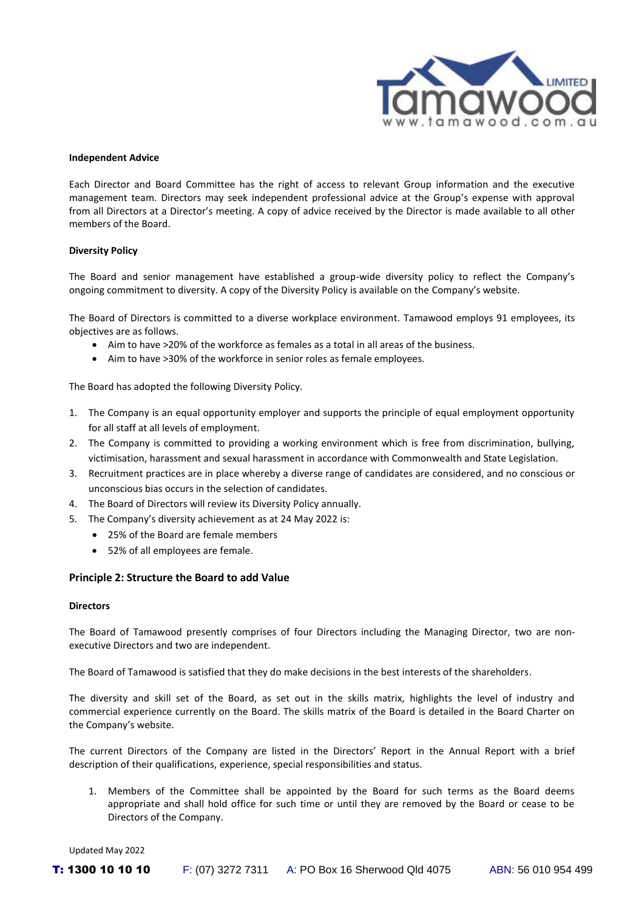**Independent Advice**

Each Director and Board Committee has the right of access to relevant Group information and the executive management team. Directors may seek independent professional advice at the Group's expense with approval from all Directors at a Director's meeting. A copy of advice received by the Director is made available to all other members of the Board.

**Diversity Policy**

The Board and senior management have established a group-wide diversity policy to reflect the Company's ongoing commitment to diversity. A copy of the Diversity Policy is available on the Company's website.

The Board of Directors is committed to a diverse workplace environment. Tamawood employs 91 employees, its objectives are as follows.

- Aim to have >20% of the workforce as females as a total in all areas of the business.
- Aim to have >30% of the workforce in senior roles as female employees.

The Board has adopted the following Diversity Policy.

1. The Company is an equal opportunity employer and supports the principle of equal employment opportunity for all staff at all levels of employment.
2. The Company is committed to providing a working environment which is free from discrimination, bullying, victimisation, harassment and sexual harassment in accordance with Commonwealth and State Legislation.
3. Recruitment practices are in place whereby a diverse range of candidates are considered, and no conscious or unconscious bias occurs in the selection of candidates.
4. The Board of Directors will review its Diversity Policy annually.
5. The Company's diversity achievement as at 24 May 2022 is:
   - 25% of the Board are female members
   - 52% of all employees are female.

## Principle 2: Structure the Board to add Value

**Directors**

The Board of Tamawood presently comprises of four Directors including the Managing Director, two are non-executive Directors and two are independent.

The Board of Tamawood is satisfied that they do make decisions in the best interests of the shareholders.

The diversity and skill set of the Board, as set out in the skills matrix, highlights the level of industry and commercial experience currently on the Board. The skills matrix of the Board is detailed in the Board Charter on the Company's website.

The current Directors of the Company are listed in the Directors' Report in the Annual Report with a brief description of their qualifications, experience, special responsibilities and status.

1. Members of the Committee shall be appointed by the Board for such terms as the Board deems appropriate and shall hold office for such time or until they are removed by the Board or cease to be Directors of the Company.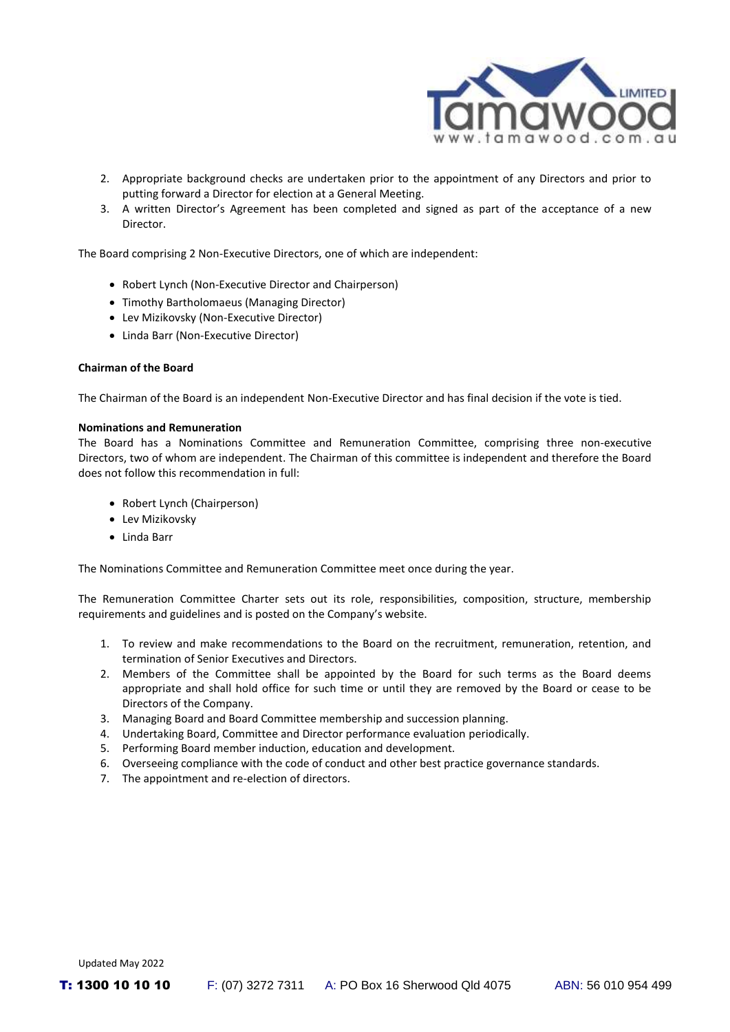2. Appropriate background checks are undertaken prior to the appointment of any Directors and prior to putting forward a Director for election at a General Meeting.
3. A written Director's Agreement has been completed and signed as part of the acceptance of a new Director.

The Board comprising 2 Non-Executive Directors, one of which are independent:

- Robert Lynch (Non-Executive Director and Chairperson)
- Timothy Bartholomaeus (Managing Director)
- Lev Mizikovsky (Non-Executive Director)
- Linda Barr (Non-Executive Director)

**Chairman of the Board**

The Chairman of the Board is an independent Non-Executive Director and has final decision if the vote is tied.

**Nominations and Remuneration**

The Board has a Nominations Committee and Remuneration Committee, comprising three non-executive Directors, two of whom are independent. The Chairman of this committee is independent and therefore the Board does not follow this recommendation in full:

- Robert Lynch (Chairperson)
- Lev Mizikovsky
- Linda Barr

The Nominations Committee and Remuneration Committee meet once during the year.

The Remuneration Committee Charter sets out its role, responsibilities, composition, structure, membership requirements and guidelines and is posted on the Company's website.

1. To review and make recommendations to the Board on the recruitment, remuneration, retention, and termination of Senior Executives and Directors.
2. Members of the Committee shall be appointed by the Board for such terms as the Board deems appropriate and shall hold office for such time or until they are removed by the Board or cease to be Directors of the Company.
3. Managing Board and Board Committee membership and succession planning.
4. Undertaking Board, Committee and Director performance evaluation periodically.
5. Performing Board member induction, education and development.
6. Overseeing compliance with the code of conduct and other best practice governance standards.
7. The appointment and re-election of directors.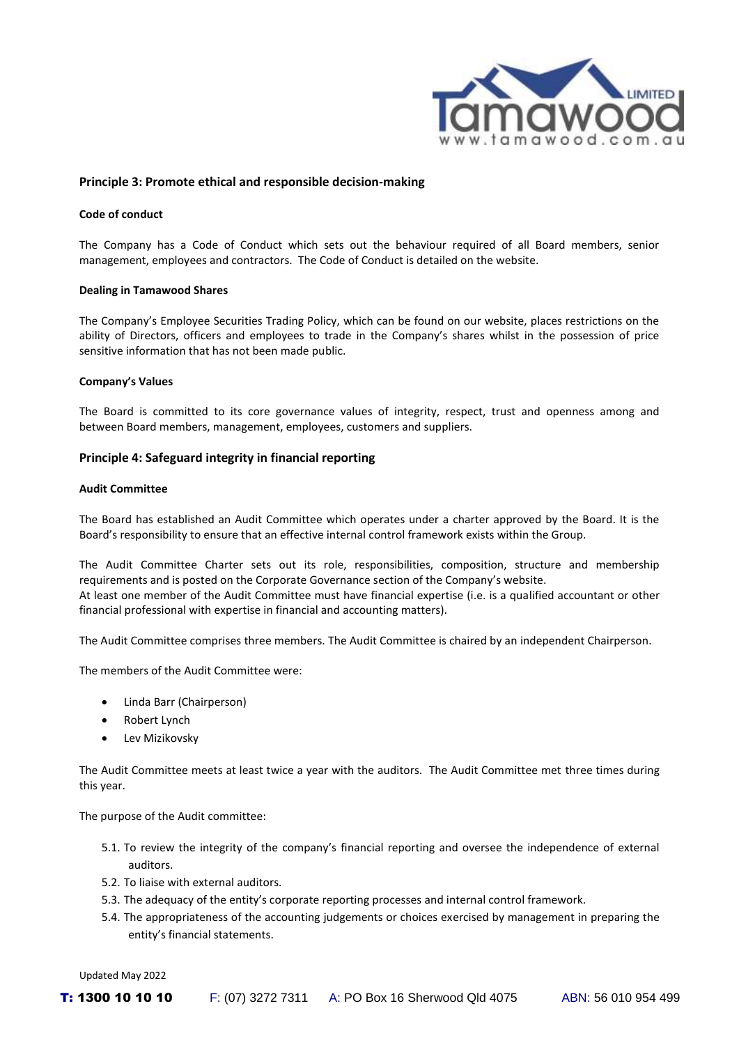## Principle 3: Promote ethical and responsible decision-making

**Code of conduct**

The Company has a Code of Conduct which sets out the behaviour required of all Board members, senior management, employees and contractors. The Code of Conduct is detailed on the website.

**Dealing in Tamawood Shares**

The Company's Employee Securities Trading Policy, which can be found on our website, places restrictions on the ability of Directors, officers and employees to trade in the Company's shares whilst in the possession of price sensitive information that has not been made public.

**Company's Values**

The Board is committed to its core governance values of integrity, respect, trust and openness among and between Board members, management, employees, customers and suppliers.

## Principle 4: Safeguard integrity in financial reporting

**Audit Committee**

The Board has established an Audit Committee which operates under a charter approved by the Board. It is the Board's responsibility to ensure that an effective internal control framework exists within the Group.

The Audit Committee Charter sets out its role, responsibilities, composition, structure and membership requirements and is posted on the Corporate Governance section of the Company's website.
At least one member of the Audit Committee must have financial expertise (i.e. is a qualified accountant or other financial professional with expertise in financial and accounting matters).

The Audit Committee comprises three members. The Audit Committee is chaired by an independent Chairperson.

The members of the Audit Committee were:

- Linda Barr (Chairperson)
- Robert Lynch
- Lev Mizikovsky

The Audit Committee meets at least twice a year with the auditors. The Audit Committee met three times during this year.

The purpose of the Audit committee:

5.1. To review the integrity of the company's financial reporting and oversee the independence of external auditors.
5.2. To liaise with external auditors.
5.3. The adequacy of the entity's corporate reporting processes and internal control framework.
5.4. The appropriateness of the accounting judgements or choices exercised by management in preparing the entity's financial statements.

Updated May 2022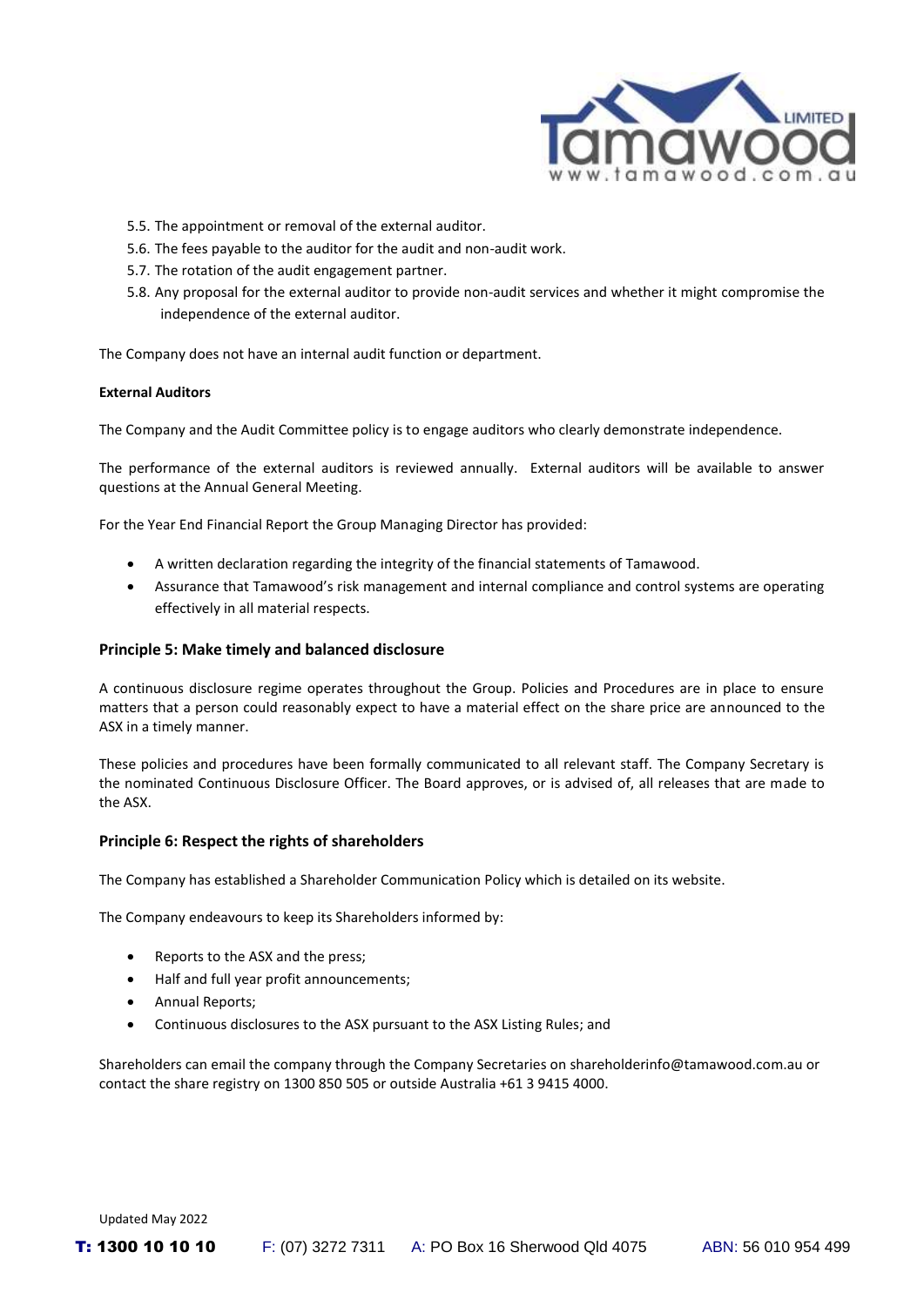5.5. The appointment or removal of the external auditor.

5.6. The fees payable to the auditor for the audit and non-audit work.

5.7. The rotation of the audit engagement partner.

5.8. Any proposal for the external auditor to provide non-audit services and whether it might compromise the independence of the external auditor.

The Company does not have an internal audit function or department.

**External Auditors**

The Company and the Audit Committee policy is to engage auditors who clearly demonstrate independence.

The performance of the external auditors is reviewed annually. External auditors will be available to answer questions at the Annual General Meeting.

For the Year End Financial Report the Group Managing Director has provided:

- A written declaration regarding the integrity of the financial statements of Tamawood.
- Assurance that Tamawood's risk management and internal compliance and control systems are operating effectively in all material respects.

### Principle 5: Make timely and balanced disclosure

A continuous disclosure regime operates throughout the Group. Policies and Procedures are in place to ensure matters that a person could reasonably expect to have a material effect on the share price are announced to the ASX in a timely manner.

These policies and procedures have been formally communicated to all relevant staff. The Company Secretary is the nominated Continuous Disclosure Officer. The Board approves, or is advised of, all releases that are made to the ASX.

### Principle 6: Respect the rights of shareholders

The Company has established a Shareholder Communication Policy which is detailed on its website.

The Company endeavours to keep its Shareholders informed by:

- Reports to the ASX and the press;
- Half and full year profit announcements;
- Annual Reports;
- Continuous disclosures to the ASX pursuant to the ASX Listing Rules; and

Shareholders can email the company through the Company Secretaries on shareholderinfo@tamawood.com.au or contact the share registry on 1300 850 505 or outside Australia +61 3 9415 4000.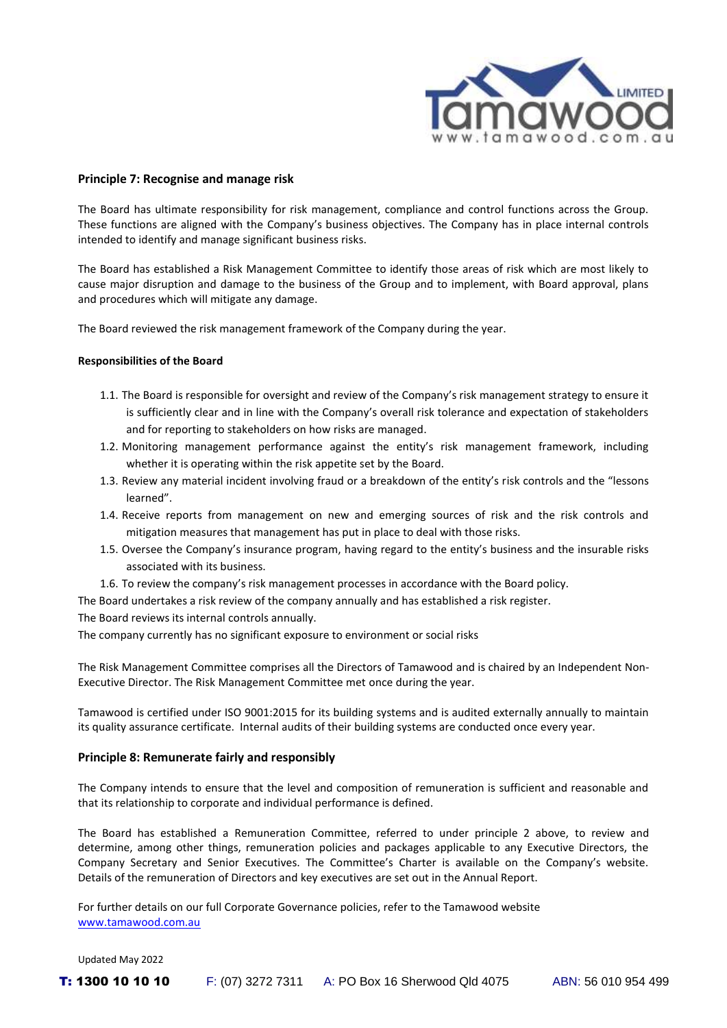## Principle 7: Recognise and manage risk

The Board has ultimate responsibility for risk management, compliance and control functions across the Group. These functions are aligned with the Company's business objectives. The Company has in place internal controls intended to identify and manage significant business risks.

The Board has established a Risk Management Committee to identify those areas of risk which are most likely to cause major disruption and damage to the business of the Group and to implement, with Board approval, plans and procedures which will mitigate any damage.

The Board reviewed the risk management framework of the Company during the year.

**Responsibilities of the Board**

1.1. The Board is responsible for oversight and review of the Company's risk management strategy to ensure it is sufficiently clear and in line with the Company's overall risk tolerance and expectation of stakeholders and for reporting to stakeholders on how risks are managed.
1.2. Monitoring management performance against the entity's risk management framework, including whether it is operating within the risk appetite set by the Board.
1.3. Review any material incident involving fraud or a breakdown of the entity's risk controls and the "lessons learned".
1.4. Receive reports from management on new and emerging sources of risk and the risk controls and mitigation measures that management has put in place to deal with those risks.
1.5. Oversee the Company's insurance program, having regard to the entity's business and the insurable risks associated with its business.
1.6. To review the company's risk management processes in accordance with the Board policy.

The Board undertakes a risk review of the company annually and has established a risk register.

The Board reviews its internal controls annually.

The company currently has no significant exposure to environment or social risks

The Risk Management Committee comprises all the Directors of Tamawood and is chaired by an Independent Non-Executive Director. The Risk Management Committee met once during the year.

Tamawood is certified under ISO 9001:2015 for its building systems and is audited externally annually to maintain its quality assurance certificate. Internal audits of their building systems are conducted once every year.

## Principle 8: Remunerate fairly and responsibly

The Company intends to ensure that the level and composition of remuneration is sufficient and reasonable and that its relationship to corporate and individual performance is defined.

The Board has established a Remuneration Committee, referred to under principle 2 above, to review and determine, among other things, remuneration policies and packages applicable to any Executive Directors, the Company Secretary and Senior Executives. The Committee's Charter is available on the Company's website. Details of the remuneration of Directors and key executives are set out in the Annual Report.

For further details on our full Corporate Governance policies, refer to the Tamawood website [www.tamawood.com.au](http://www.tamawood.com.au)

Updated May 2022